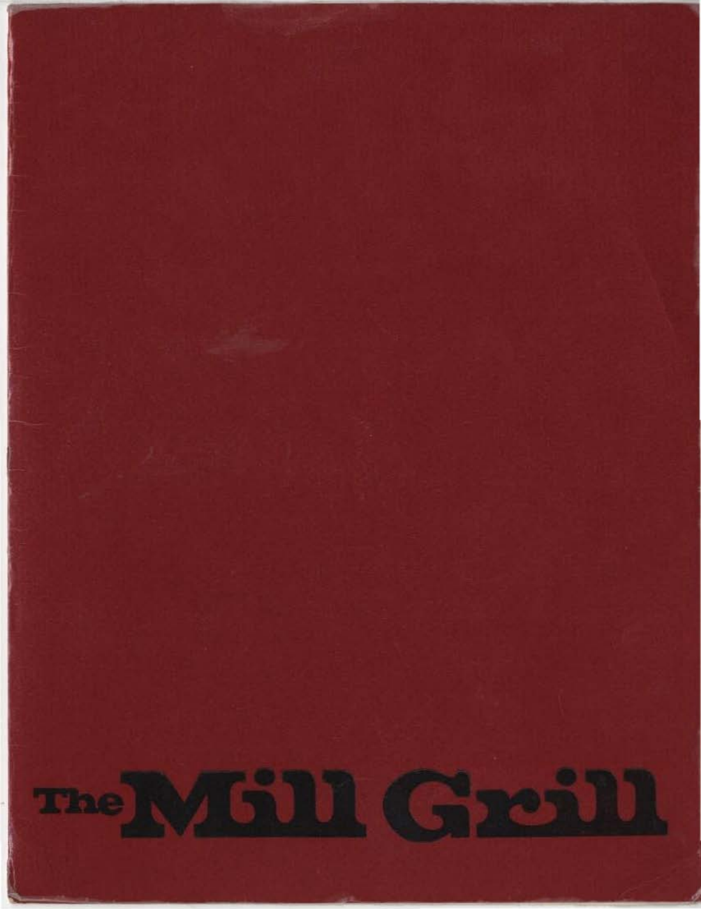# The Mill Grill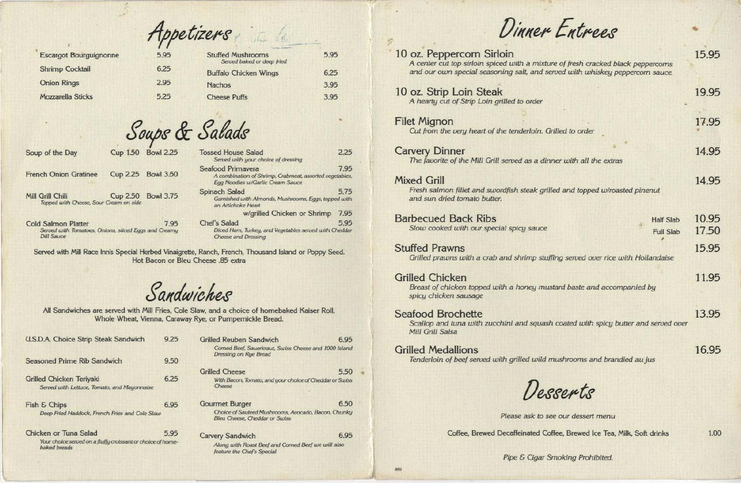# Appetizers

| Item | Price |
| --- | --- |
| Escargot Bourguignonne | 5.95 |
| Shrimp Cocktail | 6.25 |
| Onion Rings | 2.95 |
| Mozzarella Sticks | 5.25 |
| Stuffed Mushrooms *Served baked or deep fried* | 5.95 |
| Buffalo Chicken Wings | 6.25 |
| Nachos | 3.95 |
| Cheese Puffs | 3.95 |

# Soups & Salads

Soup of the Day — Cup 1.50 Bowl 2.25

French Onion Gratinee — Cup 2.25 Bowl 3.50

Mill Grill Chili — Cup 2.50 Bowl 3.75
*Topped with Cheese, Sour Cream on side*

Cold Salmon Platter — 7.95
*Served with Tomatoes, Onions, sliced Eggs and Creamy Dill Sauce*

Tossed House Salad — 2.25
*Served with your choice of dressing*

Seafood Primavera — 7.95
*A combination of Shrimp, Crabmeat, assorted vegetables, Egg Noodles w/Garlic Cream Sauce*

Spinach Salad — 5.75
*Garnished with Almonds, Mushrooms, Eggs, topped with an Artichoke Heart*

w/grilled Chicken or Shrimp — 7.95

Chef's Salad — 5.95
*Diced Ham, Turkey, and Vegetables served with Cheddar Cheese and Dressing*

Served with Mill Race Inn's Special Herbed Vinaigrette, Ranch, French, Thousand Island or Poppy Seed. Hot Bacon or Bleu Cheese .85 extra

# Sandwiches

All Sandwiches are served with Mill Fries, Cole Slaw, and a choice of homebaked Kaiser Roll, Whole Wheat, Vienna, Caraway Rye, or Pumpernickle Bread.

U.S.D.A. Choice Strip Steak Sandwich — 9.25

Seasoned Prime Rib Sandwich — 9.50

Grilled Chicken Teriyaki — 6.25
*Served with Lettuce, Tomato, and Mayonnaise*

Fish & Chips — 6.95
*Deep Fried Haddock, French Fries and Cole Slaw*

Chicken or Tuna Salad — 5.95
*Your choice served on a fluffy croissant or choice of homebaked breads*

Grilled Reuben Sandwich — 6.95
*Corned Beef, Sauerkraut, Swiss Cheese and 1000 Island Dressing on Rye Bread*

Grilled Cheese — 5.50
*With Bacon, Tomato, and your choice of Cheddar or Swiss Cheese*

Gourmet Burger — 6.50
*Choice of Sauteed Mushrooms, Avocado, Bacon, Chunky Bleu Cheese, Cheddar or Swiss*

Carvery Sandwich — 6.95
*Along with Roast Beef and Corned Beef we will also feature the Chef's Special*

# Dinner Entrees

10 oz. Peppercorn Sirloin — 15.95
*A center cut top sirloin spiced with a mixture of fresh cracked black peppercorns and our own special seasoning salt, and served with whiskey peppercorn sauce.*

10 oz. Strip Loin Steak — 19.95
*A hearty cut of Strip Loin grilled to order*

Filet Mignon — 17.95
*Cut from the very heart of the tenderloin. Grilled to order*

Carvery Dinner — 14.95
*The favorite of the Mill Grill served as a dinner with all the extras*

Mixed Grill — 14.95
*Fresh salmon fillet and swordfish steak grilled and topped w/roasted pinenut and sun dried tomato butter.*

Barbecued Back Ribs — Half Slab 10.95 / Full Slab 17.50
*Slow cooked with our special spicy sauce*

Stuffed Prawns — 15.95
*Grilled prawns with a crab and shrimp stuffing served over rice with Hollandaise*

Grilled Chicken — 11.95
*Breast of chicken topped with a honey mustard baste and accompanied by spicy chicken sausage*

Seafood Brochette — 13.95
*Scallop and tuna with zucchini and squash coated with spicy butter and served over Mill Grill Salsa*

Grilled Medallions — 16.95
*Tenderloin of beef served with grilled wild mushrooms and brandied au jus*

# Desserts

*Please ask to see our dessert menu*

Coffee, Brewed Decaffeinated Coffee, Brewed Ice Tea, Milk, Soft drinks — 1.00

*Pipe & Cigar Smoking Prohibited.*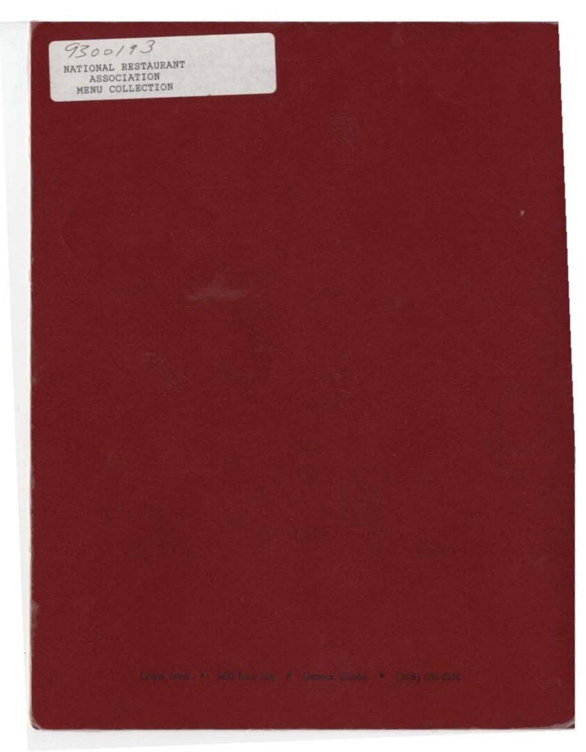9300193

NATIONAL RESTAURANT
ASSOCIATION
MENU COLLECTION